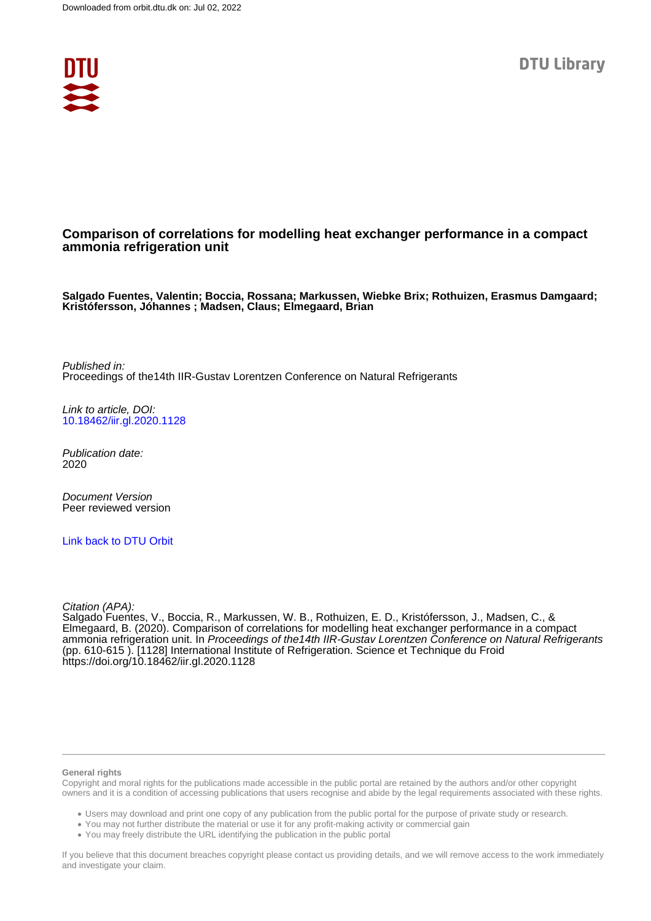Downloaded from orbit.dtu.dk on: Jul 02, 2022

DTU Library

# Comparison of correlations for modelling heat exchanger performance in a compact ammonia refrigeration unit

**Salgado Fuentes, Valentin; Boccia, Rossana; Markussen, Wiebke Brix; Rothuizen, Erasmus Damgaard; Kristófersson, Jóhannes ; Madsen, Claus; Elmegaard, Brian**

*Published in:*
Proceedings of the14th IIR-Gustav Lorentzen Conference on Natural Refrigerants

*Link to article, DOI:*
10.18462/iir.gl.2020.1128

*Publication date:*
2020

*Document Version*
Peer reviewed version

Link back to DTU Orbit

*Citation (APA):*
Salgado Fuentes, V., Boccia, R., Markussen, W. B., Rothuizen, E. D., Kristófersson, J., Madsen, C., & Elmegaard, B. (2020). Comparison of correlations for modelling heat exchanger performance in a compact ammonia refrigeration unit. In *Proceedings of the14th IIR-Gustav Lorentzen Conference on Natural Refrigerants* (pp. 610-615 ). [1128] International Institute of Refrigeration. Science et Technique du Froid https://doi.org/10.18462/iir.gl.2020.1128

**General rights**
Copyright and moral rights for the publications made accessible in the public portal are retained by the authors and/or other copyright owners and it is a condition of accessing publications that users recognise and abide by the legal requirements associated with these rights.

- Users may download and print one copy of any publication from the public portal for the purpose of private study or research.
- You may not further distribute the material or use it for any profit-making activity or commercial gain
- You may freely distribute the URL identifying the publication in the public portal

If you believe that this document breaches copyright please contact us providing details, and we will remove access to the work immediately and investigate your claim.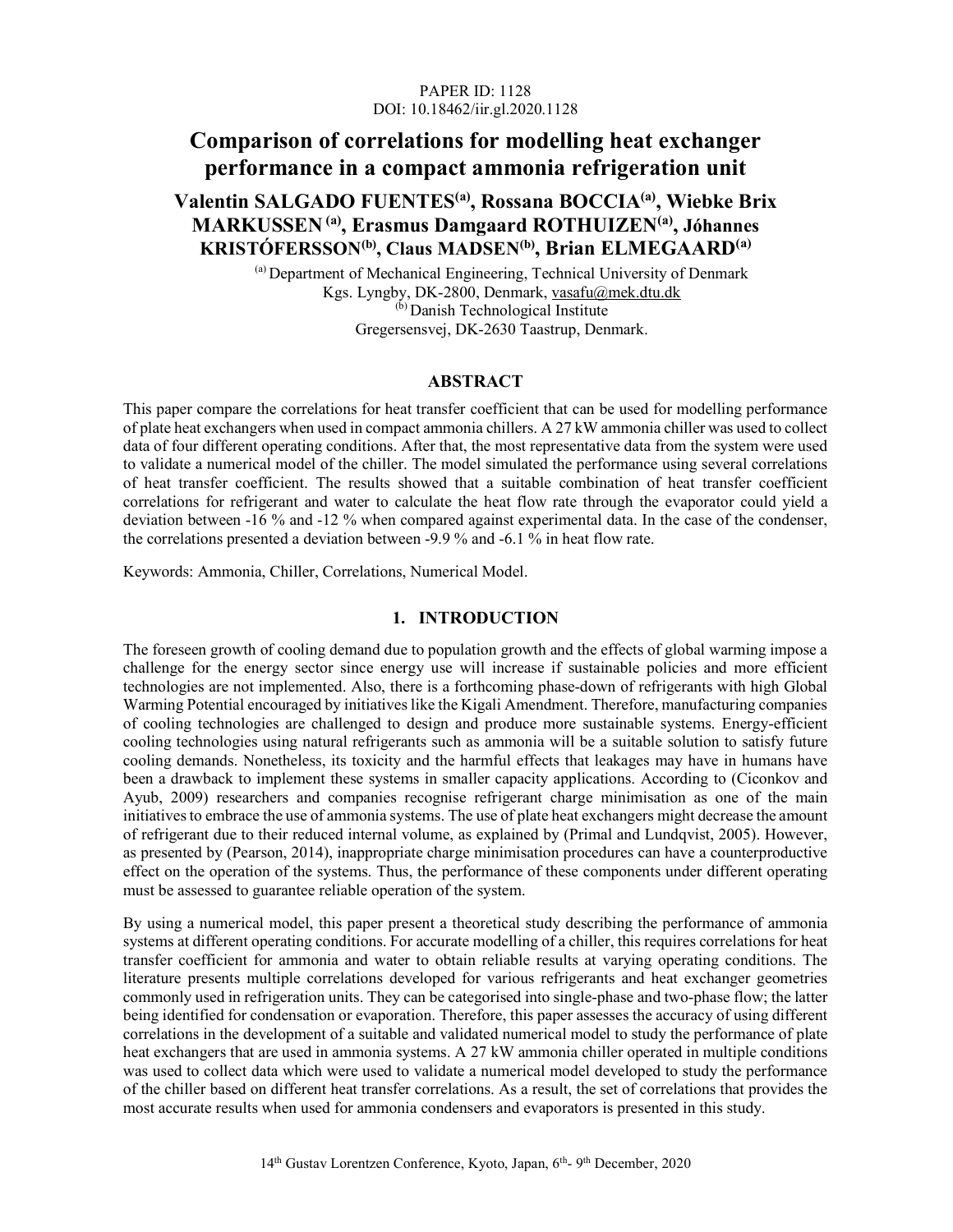PAPER ID: 1128
DOI: 10.18462/iir.gl.2020.1128

# Comparison of correlations for modelling heat exchanger performance in a compact ammonia refrigeration unit

**Valentin SALGADO FUENTES[(a)], Rossana BOCCIA[(a)], Wiebke Brix MARKUSSEN[(a)], Erasmus Damgaard ROTHUIZEN[(a)], Jóhannes KRISTÓFERSSON[(b)], Claus MADSEN[(b)], Brian ELMEGAARD[(a)]**

[(a)] Department of Mechanical Engineering, Technical University of Denmark
Kgs. Lyngby, DK-2800, Denmark, vasafu@mek.dtu.dk
[(b)] Danish Technological Institute
Gregersensvej, DK-2630 Taastrup, Denmark.

## ABSTRACT

This paper compare the correlations for heat transfer coefficient that can be used for modelling performance of plate heat exchangers when used in compact ammonia chillers. A 27 kW ammonia chiller was used to collect data of four different operating conditions. After that, the most representative data from the system were used to validate a numerical model of the chiller. The model simulated the performance using several correlations of heat transfer coefficient. The results showed that a suitable combination of heat transfer coefficient correlations for refrigerant and water to calculate the heat flow rate through the evaporator could yield a deviation between -16 % and -12 % when compared against experimental data. In the case of the condenser, the correlations presented a deviation between -9.9 % and -6.1 % in heat flow rate.

Keywords: Ammonia, Chiller, Correlations, Numerical Model.

## 1. INTRODUCTION

The foreseen growth of cooling demand due to population growth and the effects of global warming impose a challenge for the energy sector since energy use will increase if sustainable policies and more efficient technologies are not implemented. Also, there is a forthcoming phase-down of refrigerants with high Global Warming Potential encouraged by initiatives like the Kigali Amendment. Therefore, manufacturing companies of cooling technologies are challenged to design and produce more sustainable systems. Energy-efficient cooling technologies using natural refrigerants such as ammonia will be a suitable solution to satisfy future cooling demands. Nonetheless, its toxicity and the harmful effects that leakages may have in humans have been a drawback to implement these systems in smaller capacity applications. According to (Ciconkov and Ayub, 2009) researchers and companies recognise refrigerant charge minimisation as one of the main initiatives to embrace the use of ammonia systems. The use of plate heat exchangers might decrease the amount of refrigerant due to their reduced internal volume, as explained by (Primal and Lundqvist, 2005). However, as presented by (Pearson, 2014), inappropriate charge minimisation procedures can have a counterproductive effect on the operation of the systems. Thus, the performance of these components under different operating must be assessed to guarantee reliable operation of the system.

By using a numerical model, this paper present a theoretical study describing the performance of ammonia systems at different operating conditions. For accurate modelling of a chiller, this requires correlations for heat transfer coefficient for ammonia and water to obtain reliable results at varying operating conditions. The literature presents multiple correlations developed for various refrigerants and heat exchanger geometries commonly used in refrigeration units. They can be categorised into single-phase and two-phase flow; the latter being identified for condensation or evaporation. Therefore, this paper assesses the accuracy of using different correlations in the development of a suitable and validated numerical model to study the performance of plate heat exchangers that are used in ammonia systems. A 27 kW ammonia chiller operated in multiple conditions was used to collect data which were used to validate a numerical model developed to study the performance of the chiller based on different heat transfer correlations. As a result, the set of correlations that provides the most accurate results when used for ammonia condensers and evaporators is presented in this study.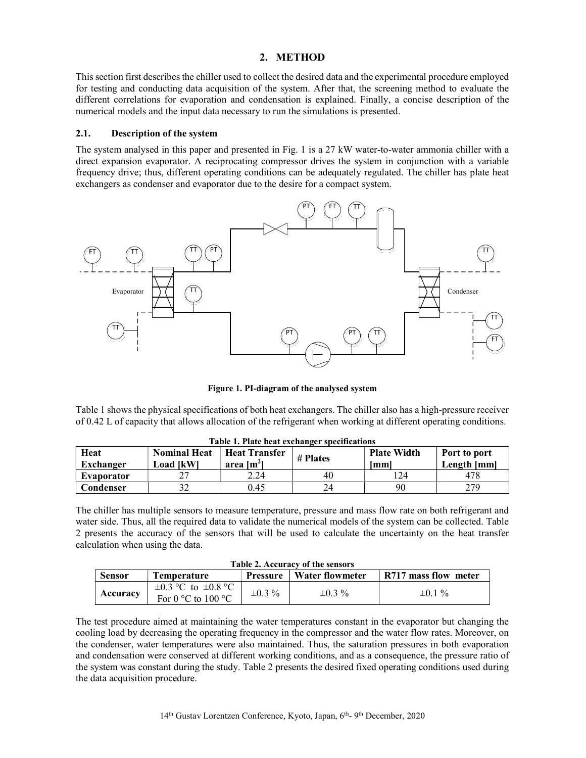## 2. METHOD

This section first describes the chiller used to collect the desired data and the experimental procedure employed for testing and conducting data acquisition of the system. After that, the screening method to evaluate the different correlations for evaporation and condensation is explained. Finally, a concise description of the numerical models and the input data necessary to run the simulations is presented.

### 2.1. Description of the system

The system analysed in this paper and presented in Fig. 1 is a 27 kW water-to-water ammonia chiller with a direct expansion evaporator. A reciprocating compressor drives the system in conjunction with a variable frequency drive; thus, different operating conditions can be adequately regulated. The chiller has plate heat exchangers as condenser and evaporator due to the desire for a compact system.

**Figure 1. PI-diagram of the analysed system**

Table 1 shows the physical specifications of both heat exchangers. The chiller also has a high-pressure receiver of 0.42 L of capacity that allows allocation of the refrigerant when working at different operating conditions.

**Table 1. Plate heat exchanger specifications**

| Heat Exchanger | Nominal Heat Load [kW] | Heat Transfer area [$m^2$] | # Plates | Plate Width [mm] | Port to port Length [mm] |
|---|---|---|---|---|---|
| **Evaporator** | 27 | 2.24 | 40 | 124 | 478 |
| **Condenser** | 32 | 0.45 | 24 | 90 | 279 |

The chiller has multiple sensors to measure temperature, pressure and mass flow rate on both refrigerant and water side. Thus, all the required data to validate the numerical models of the system can be collected. Table 2 presents the accuracy of the sensors that will be used to calculate the uncertainty on the heat transfer calculation when using the data.

**Table 2. Accuracy of the sensors**

| Sensor | Temperature | Pressure | Water flowmeter | R717 mass flow meter |
|---|---|---|---|---|
| **Accuracy** | ±0.3 °C to ±0.8 °C For 0 °C to 100 °C | ±0.3 % | ±0.3 % | ±0.1 % |

The test procedure aimed at maintaining the water temperatures constant in the evaporator but changing the cooling load by decreasing the operating frequency in the compressor and the water flow rates. Moreover, on the condenser, water temperatures were also maintained. Thus, the saturation pressures in both evaporation and condensation were conserved at different working conditions, and as a consequence, the pressure ratio of the system was constant during the study. Table 2 presents the desired fixed operating conditions used during the data acquisition procedure.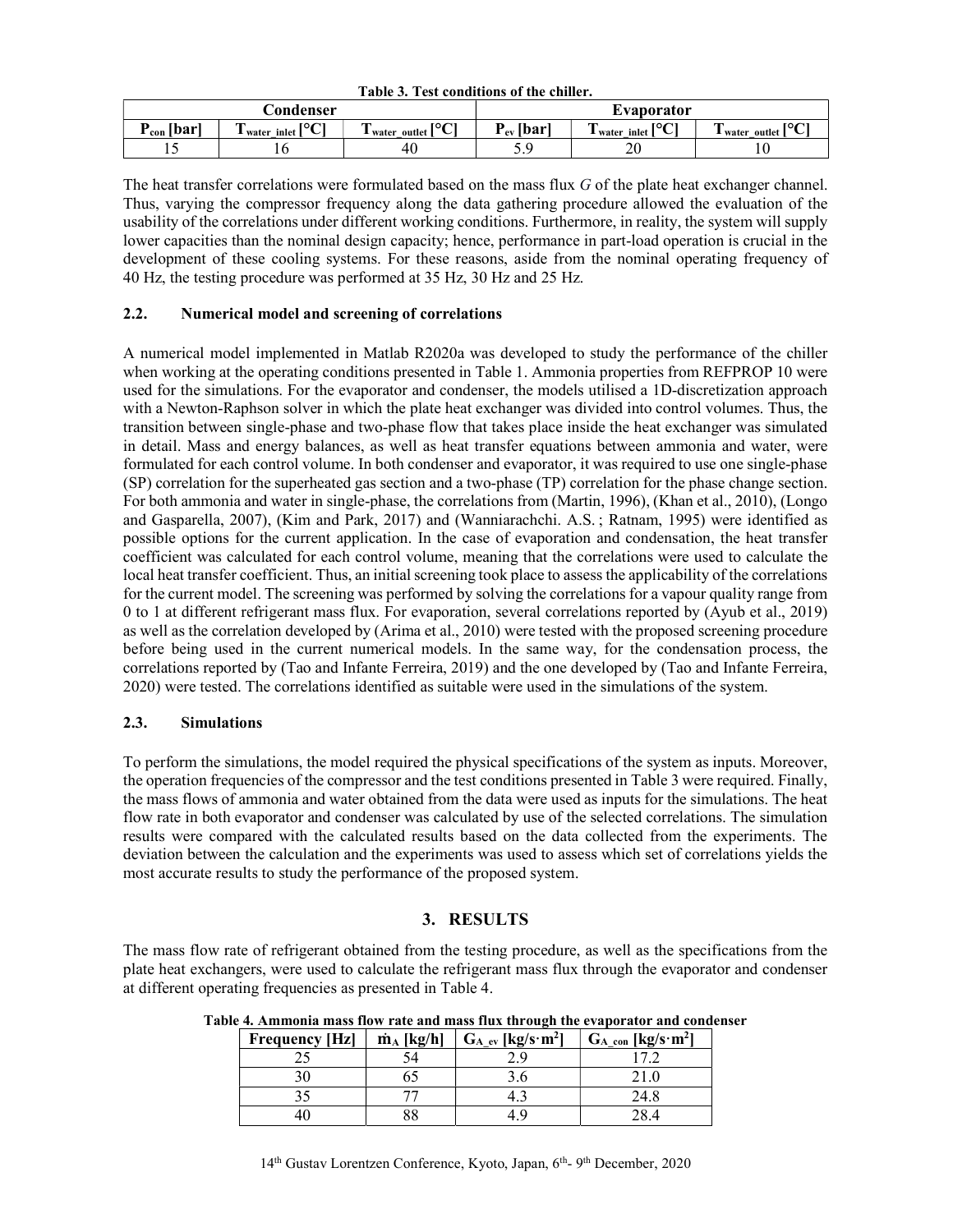**Table 3. Test conditions of the chiller.**

| Condenser | | | Evaporator | | |
|---|---|---|---|---|---|
| $P_{con}$ [bar] | $T_{water\_inlet}$ [°C] | $T_{water\_outlet}$ [°C] | $P_{ev}$ [bar] | $T_{water\_inlet}$ [°C] | $T_{water\_outlet}$ [°C] |
| 15 | 16 | 40 | 5.9 | 20 | 10 |

The heat transfer correlations were formulated based on the mass flux $G$ of the plate heat exchanger channel. Thus, varying the compressor frequency along the data gathering procedure allowed the evaluation of the usability of the correlations under different working conditions. Furthermore, in reality, the system will supply lower capacities than the nominal design capacity; hence, performance in part-load operation is crucial in the development of these cooling systems. For these reasons, aside from the nominal operating frequency of 40 Hz, the testing procedure was performed at 35 Hz, 30 Hz and 25 Hz.

### 2.2. Numerical model and screening of correlations

A numerical model implemented in Matlab R2020a was developed to study the performance of the chiller when working at the operating conditions presented in Table 1. Ammonia properties from REFPROP 10 were used for the simulations. For the evaporator and condenser, the models utilised a 1D-discretization approach with a Newton-Raphson solver in which the plate heat exchanger was divided into control volumes. Thus, the transition between single-phase and two-phase flow that takes place inside the heat exchanger was simulated in detail. Mass and energy balances, as well as heat transfer equations between ammonia and water, were formulated for each control volume. In both condenser and evaporator, it was required to use one single-phase (SP) correlation for the superheated gas section and a two-phase (TP) correlation for the phase change section. For both ammonia and water in single-phase, the correlations from (Martin, 1996), (Khan et al., 2010), (Longo and Gasparella, 2007), (Kim and Park, 2017) and (Wanniarachchi. A.S. ; Ratnam, 1995) were identified as possible options for the current application. In the case of evaporation and condensation, the heat transfer coefficient was calculated for each control volume, meaning that the correlations were used to calculate the local heat transfer coefficient. Thus, an initial screening took place to assess the applicability of the correlations for the current model. The screening was performed by solving the correlations for a vapour quality range from 0 to 1 at different refrigerant mass flux. For evaporation, several correlations reported by (Ayub et al., 2019) as well as the correlation developed by (Arima et al., 2010) were tested with the proposed screening procedure before being used in the current numerical models. In the same way, for the condensation process, the correlations reported by (Tao and Infante Ferreira, 2019) and the one developed by (Tao and Infante Ferreira, 2020) were tested. The correlations identified as suitable were used in the simulations of the system.

### 2.3. Simulations

To perform the simulations, the model required the physical specifications of the system as inputs. Moreover, the operation frequencies of the compressor and the test conditions presented in Table 3 were required. Finally, the mass flows of ammonia and water obtained from the data were used as inputs for the simulations. The heat flow rate in both evaporator and condenser was calculated by use of the selected correlations. The simulation results were compared with the calculated results based on the data collected from the experiments. The deviation between the calculation and the experiments was used to assess which set of correlations yields the most accurate results to study the performance of the proposed system.

## 3. RESULTS

The mass flow rate of refrigerant obtained from the testing procedure, as well as the specifications from the plate heat exchangers, were used to calculate the refrigerant mass flux through the evaporator and condenser at different operating frequencies as presented in Table 4.

**Table 4. Ammonia mass flow rate and mass flux through the evaporator and condenser**

| Frequency [Hz] | $\dot{m}_A$ [kg/h] | $G_{A\_ev}$ [kg/s·m²] | $G_{A\_con}$ [kg/s·m²] |
|---|---|---|---|
| 25 | 54 | 2.9 | 17.2 |
| 30 | 65 | 3.6 | 21.0 |
| 35 | 77 | 4.3 | 24.8 |
| 40 | 88 | 4.9 | 28.4 |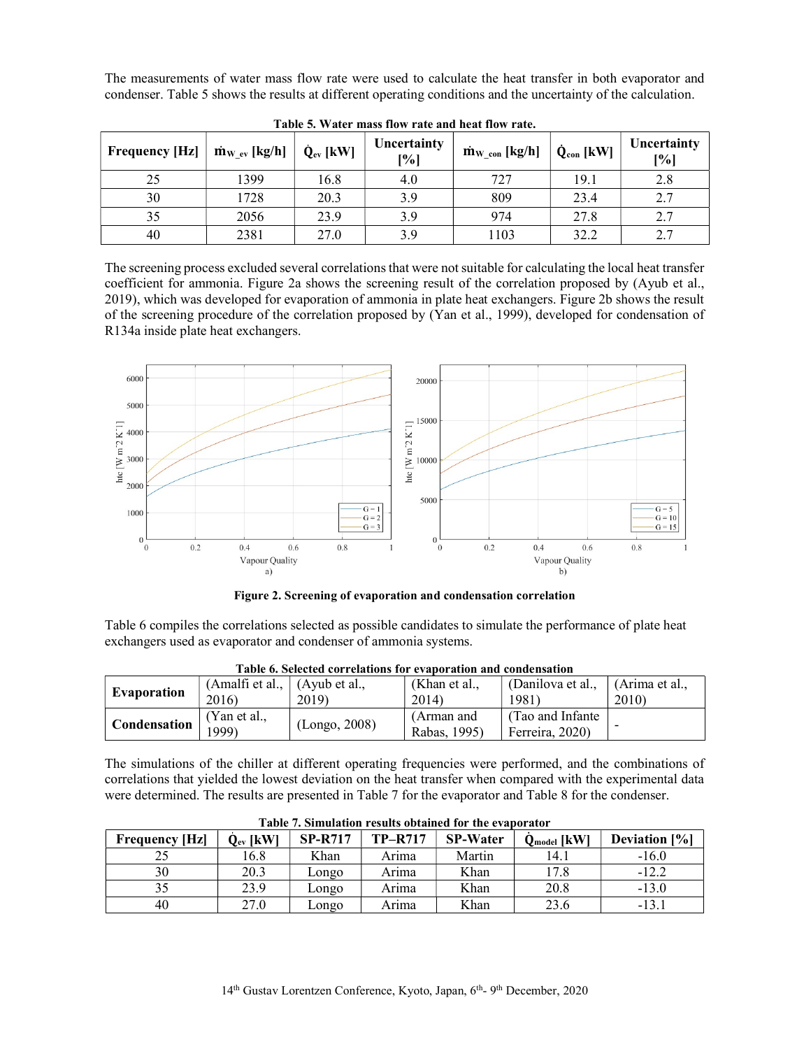The measurements of water mass flow rate were used to calculate the heat transfer in both evaporator and condenser. Table 5 shows the results at different operating conditions and the uncertainty of the calculation.

**Table 5. Water mass flow rate and heat flow rate.**

| Frequency [Hz] | $\dot{m}_{W\_ev}$ [kg/h] | $\dot{Q}_{ev}$ [kW] | Uncertainty [%] | $\dot{m}_{W\_con}$ [kg/h] | $\dot{Q}_{con}$ [kW] | Uncertainty [%] |
|---|---|---|---|---|---|---|
| 25 | 1399 | 16.8 | 4.0 | 727 | 19.1 | 2.8 |
| 30 | 1728 | 20.3 | 3.9 | 809 | 23.4 | 2.7 |
| 35 | 2056 | 23.9 | 3.9 | 974 | 27.8 | 2.7 |
| 40 | 2381 | 27.0 | 3.9 | 1103 | 32.2 | 2.7 |

The screening process excluded several correlations that were not suitable for calculating the local heat transfer coefficient for ammonia. Figure 2a shows the screening result of the correlation proposed by (Ayub et al., 2019), which was developed for evaporation of ammonia in plate heat exchangers. Figure 2b shows the result of the screening procedure of the correlation proposed by (Yan et al., 1999), developed for condensation of R134a inside plate heat exchangers.

**Figure 2. Screening of evaporation and condensation correlation**

Table 6 compiles the correlations selected as possible candidates to simulate the performance of plate heat exchangers used as evaporator and condenser of ammonia systems.

**Table 6. Selected correlations for evaporation and condensation**

| | | | | | |
|---|---|---|---|---|---|
| **Evaporation** | (Amalfi et al., 2016) | (Ayub et al., 2019) | (Khan et al., 2014) | (Danilova et al., 1981) | (Arima et al., 2010) |
| **Condensation** | (Yan et al., 1999) | (Longo, 2008) | (Arman and Rabas, 1995) | (Tao and Infante Ferreira, 2020) | - |

The simulations of the chiller at different operating frequencies were performed, and the combinations of correlations that yielded the lowest deviation on the heat transfer when compared with the experimental data were determined. The results are presented in Table 7 for the evaporator and Table 8 for the condenser.

**Table 7. Simulation results obtained for the evaporator**

| Frequency [Hz] | $\dot{Q}_{ev}$ [kW] | SP-R717 | TP–R717 | SP-Water | $\dot{Q}_{model}$ [kW] | Deviation [%] |
|---|---|---|---|---|---|---|
| 25 | 16.8 | Khan | Arima | Martin | 14.1 | -16.0 |
| 30 | 20.3 | Longo | Arima | Khan | 17.8 | -12.2 |
| 35 | 23.9 | Longo | Arima | Khan | 20.8 | -13.0 |
| 40 | 27.0 | Longo | Arima | Khan | 23.6 | -13.1 |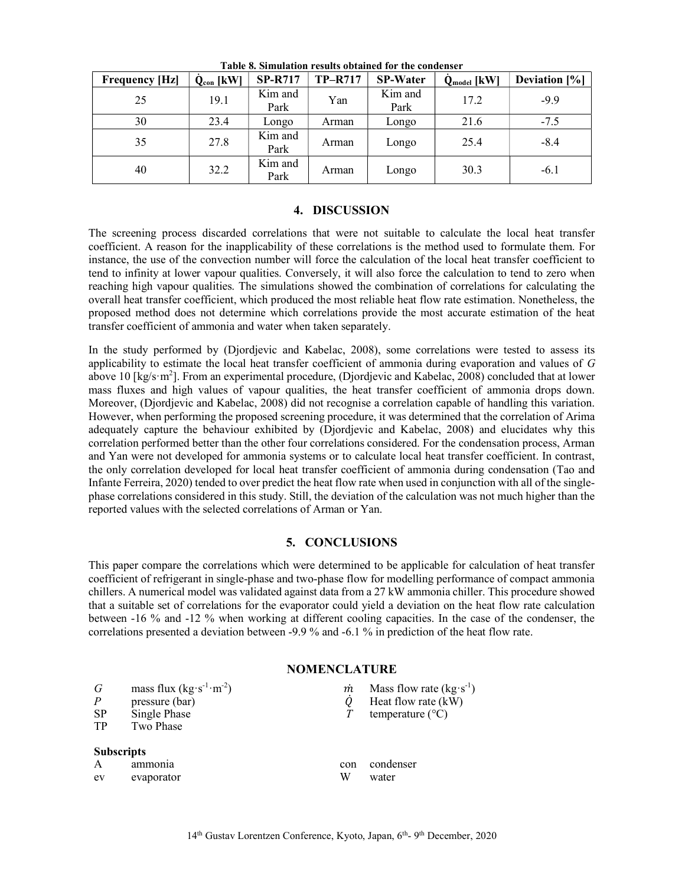Table 8. Simulation results obtained for the condenser

| Frequency [Hz] | $\dot{Q}_{con}$ [kW] | SP-R717 | TP–R717 | SP-Water | $\dot{Q}_{model}$ [kW] | Deviation [%] |
|---|---|---|---|---|---|---|
| 25 | 19.1 | Kim and Park | Yan | Kim and Park | 17.2 | -9.9 |
| 30 | 23.4 | Longo | Arman | Longo | 21.6 | -7.5 |
| 35 | 27.8 | Kim and Park | Arman | Longo | 25.4 | -8.4 |
| 40 | 32.2 | Kim and Park | Arman | Longo | 30.3 | -6.1 |

## 4. DISCUSSION

The screening process discarded correlations that were not suitable to calculate the local heat transfer coefficient. A reason for the inapplicability of these correlations is the method used to formulate them. For instance, the use of the convection number will force the calculation of the local heat transfer coefficient to tend to infinity at lower vapour qualities. Conversely, it will also force the calculation to tend to zero when reaching high vapour qualities. The simulations showed the combination of correlations for calculating the overall heat transfer coefficient, which produced the most reliable heat flow rate estimation. Nonetheless, the proposed method does not determine which correlations provide the most accurate estimation of the heat transfer coefficient of ammonia and water when taken separately.

In the study performed by (Djordjevic and Kabelac, 2008), some correlations were tested to assess its applicability to estimate the local heat transfer coefficient of ammonia during evaporation and values of $G$ above 10 [kg/s·m$^2$]. From an experimental procedure, (Djordjevic and Kabelac, 2008) concluded that at lower mass fluxes and high values of vapour qualities, the heat transfer coefficient of ammonia drops down. Moreover, (Djordjevic and Kabelac, 2008) did not recognise a correlation capable of handling this variation. However, when performing the proposed screening procedure, it was determined that the correlation of Arima adequately capture the behaviour exhibited by (Djordjevic and Kabelac, 2008) and elucidates why this correlation performed better than the other four correlations considered. For the condensation process, Arman and Yan were not developed for ammonia systems or to calculate local heat transfer coefficient. In contrast, the only correlation developed for local heat transfer coefficient of ammonia during condensation (Tao and Infante Ferreira, 2020) tended to over predict the heat flow rate when used in conjunction with all of the single-phase correlations considered in this study. Still, the deviation of the calculation was not much higher than the reported values with the selected correlations of Arman or Yan.

## 5. CONCLUSIONS

This paper compare the correlations which were determined to be applicable for calculation of heat transfer coefficient of refrigerant in single-phase and two-phase flow for modelling performance of compact ammonia chillers. A numerical model was validated against data from a 27 kW ammonia chiller. This procedure showed that a suitable set of correlations for the evaporator could yield a deviation on the heat flow rate calculation between -16 % and -12 % when working at different cooling capacities. In the case of the condenser, the correlations presented a deviation between -9.9 % and -6.1 % in prediction of the heat flow rate.

## NOMENCLATURE

| | | | |
|---|---|---|---|
| $G$ | mass flux (kg·s$^{-1}$·m$^{-2}$) | $\dot{m}$ | Mass flow rate (kg·s$^{-1}$) |
| $P$ | pressure (bar) | $\dot{Q}$ | Heat flow rate (kW) |
| SP | Single Phase | $T$ | temperature (°C) |
| TP | Two Phase | | |

**Subscripts**

| | | | |
|---|---|---|---|
| A | ammonia | con | condenser |
| ev | evaporator | W | water |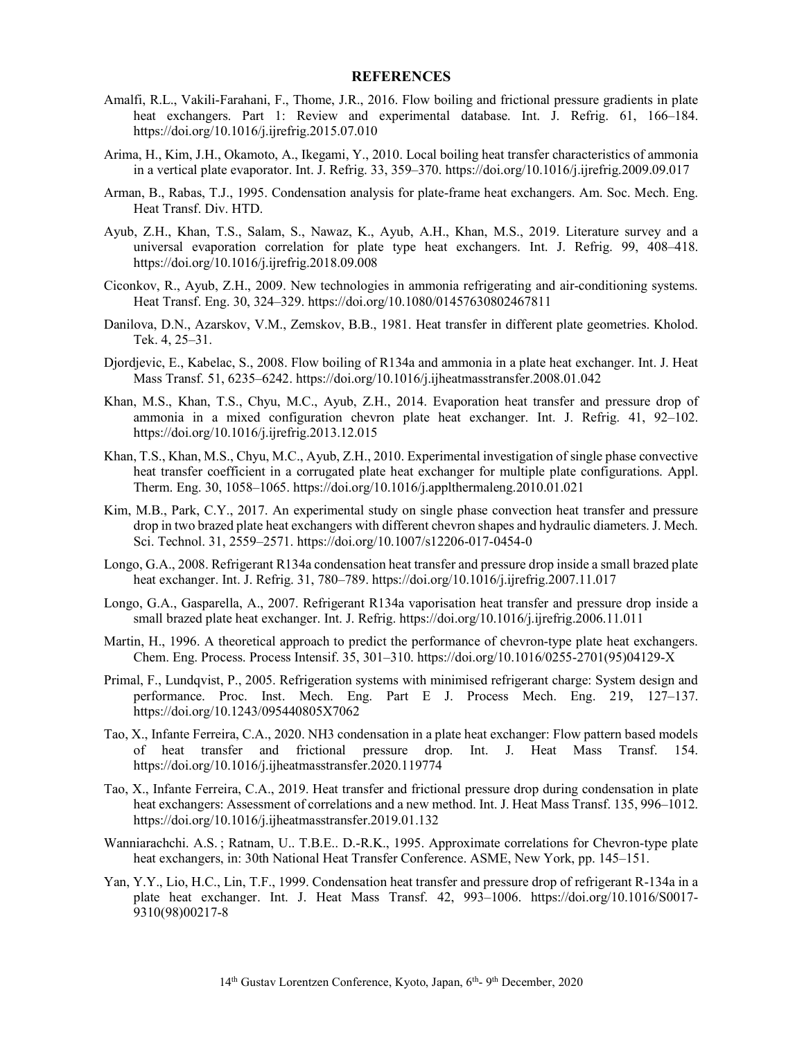## REFERENCES

Amalfi, R.L., Vakili-Farahani, F., Thome, J.R., 2016. Flow boiling and frictional pressure gradients in plate heat exchangers. Part 1: Review and experimental database. Int. J. Refrig. 61, 166–184. https://doi.org/10.1016/j.ijrefrig.2015.07.010

Arima, H., Kim, J.H., Okamoto, A., Ikegami, Y., 2010. Local boiling heat transfer characteristics of ammonia in a vertical plate evaporator. Int. J. Refrig. 33, 359–370. https://doi.org/10.1016/j.ijrefrig.2009.09.017

Arman, B., Rabas, T.J., 1995. Condensation analysis for plate-frame heat exchangers. Am. Soc. Mech. Eng. Heat Transf. Div. HTD.

Ayub, Z.H., Khan, T.S., Salam, S., Nawaz, K., Ayub, A.H., Khan, M.S., 2019. Literature survey and a universal evaporation correlation for plate type heat exchangers. Int. J. Refrig. 99, 408–418. https://doi.org/10.1016/j.ijrefrig.2018.09.008

Ciconkov, R., Ayub, Z.H., 2009. New technologies in ammonia refrigerating and air-conditioning systems. Heat Transf. Eng. 30, 324–329. https://doi.org/10.1080/01457630802467811

Danilova, D.N., Azarskov, V.M., Zemskov, B.B., 1981. Heat transfer in different plate geometries. Kholod. Tek. 4, 25–31.

Djordjevic, E., Kabelac, S., 2008. Flow boiling of R134a and ammonia in a plate heat exchanger. Int. J. Heat Mass Transf. 51, 6235–6242. https://doi.org/10.1016/j.ijheatmasstransfer.2008.01.042

Khan, M.S., Khan, T.S., Chyu, M.C., Ayub, Z.H., 2014. Evaporation heat transfer and pressure drop of ammonia in a mixed configuration chevron plate heat exchanger. Int. J. Refrig. 41, 92–102. https://doi.org/10.1016/j.ijrefrig.2013.12.015

Khan, T.S., Khan, M.S., Chyu, M.C., Ayub, Z.H., 2010. Experimental investigation of single phase convective heat transfer coefficient in a corrugated plate heat exchanger for multiple plate configurations. Appl. Therm. Eng. 30, 1058–1065. https://doi.org/10.1016/j.applthermaleng.2010.01.021

Kim, M.B., Park, C.Y., 2017. An experimental study on single phase convection heat transfer and pressure drop in two brazed plate heat exchangers with different chevron shapes and hydraulic diameters. J. Mech. Sci. Technol. 31, 2559–2571. https://doi.org/10.1007/s12206-017-0454-0

Longo, G.A., 2008. Refrigerant R134a condensation heat transfer and pressure drop inside a small brazed plate heat exchanger. Int. J. Refrig. 31, 780–789. https://doi.org/10.1016/j.ijrefrig.2007.11.017

Longo, G.A., Gasparella, A., 2007. Refrigerant R134a vaporisation heat transfer and pressure drop inside a small brazed plate heat exchanger. Int. J. Refrig. https://doi.org/10.1016/j.ijrefrig.2006.11.011

Martin, H., 1996. A theoretical approach to predict the performance of chevron-type plate heat exchangers. Chem. Eng. Process. Process Intensif. 35, 301–310. https://doi.org/10.1016/0255-2701(95)04129-X

Primal, F., Lundqvist, P., 2005. Refrigeration systems with minimised refrigerant charge: System design and performance. Proc. Inst. Mech. Eng. Part E J. Process Mech. Eng. 219, 127–137. https://doi.org/10.1243/095440805X7062

Tao, X., Infante Ferreira, C.A., 2020. NH3 condensation in a plate heat exchanger: Flow pattern based models of heat transfer and frictional pressure drop. Int. J. Heat Mass Transf. 154. https://doi.org/10.1016/j.ijheatmasstransfer.2020.119774

Tao, X., Infante Ferreira, C.A., 2019. Heat transfer and frictional pressure drop during condensation in plate heat exchangers: Assessment of correlations and a new method. Int. J. Heat Mass Transf. 135, 996–1012. https://doi.org/10.1016/j.ijheatmasstransfer.2019.01.132

Wanniarachchi. A.S. ; Ratnam, U.. T.B.E.. D.-R.K., 1995. Approximate correlations for Chevron-type plate heat exchangers, in: 30th National Heat Transfer Conference. ASME, New York, pp. 145–151.

Yan, Y.Y., Lio, H.C., Lin, T.F., 1999. Condensation heat transfer and pressure drop of refrigerant R-134a in a plate heat exchanger. Int. J. Heat Mass Transf. 42, 993–1006. https://doi.org/10.1016/S0017-9310(98)00217-8